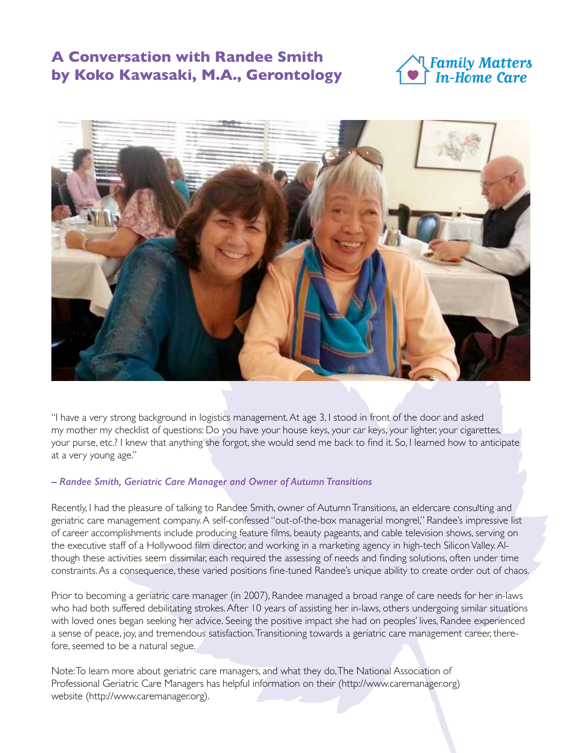# A Conversation with Randee Smith by Koko Kawasaki, M.A., Gerontology

Family Matters In-Home Care

"I have a very strong background in logistics management. At age 3, I stood in front of the door and asked my mother my checklist of questions: Do you have your house keys, your car keys, your lighter, your cigarettes, your purse, etc.? I knew that anything she forgot, she would send me back to find it. So, I learned how to anticipate at a very young age."

***– Randee Smith, Geriatric Care Manager and Owner of Autumn Transitions***

Recently, I had the pleasure of talking to Randee Smith, owner of Autumn Transitions, an eldercare consulting and geriatric care management company. A self-confessed "out-of-the-box managerial mongrel," Randee's impressive list of career accomplishments include producing feature films, beauty pageants, and cable television shows, serving on the executive staff of a Hollywood film director, and working in a marketing agency in high-tech Silicon Valley. Although these activities seem dissimilar, each required the assessing of needs and finding solutions, often under time constraints. As a consequence, these varied positions fine-tuned Randee's unique ability to create order out of chaos.

Prior to becoming a geriatric care manager (in 2007), Randee managed a broad range of care needs for her in-laws who had both suffered debilitating strokes. After 10 years of assisting her in-laws, others undergoing similar situations with loved ones began seeking her advice. Seeing the positive impact she had on peoples' lives, Randee experienced a sense of peace, joy, and tremendous satisfaction. Transitioning towards a geriatric care management career, therefore, seemed to be a natural segue.

Note: To learn more about geriatric care managers, and what they do, The National Association of Professional Geriatric Care Managers has helpful information on their (http://www.caremanager.org) website (http://www.caremanager.org).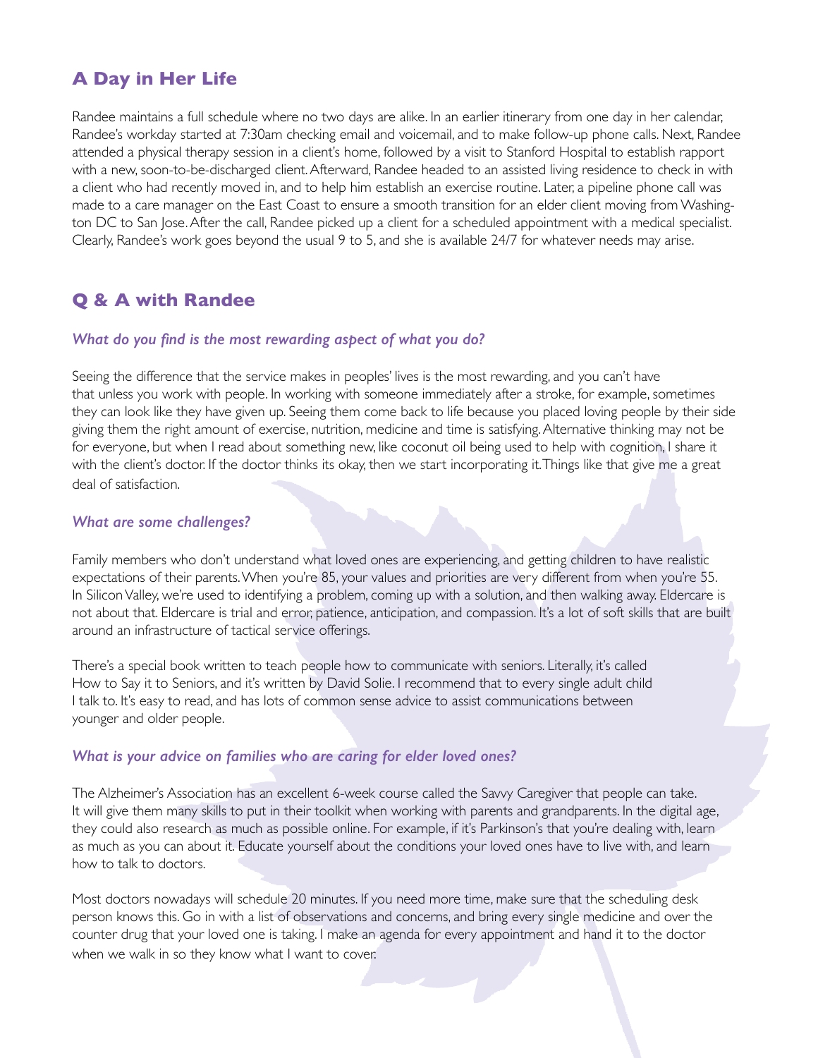## A Day in Her Life

Randee maintains a full schedule where no two days are alike. In an earlier itinerary from one day in her calendar, Randee's workday started at 7:30am checking email and voicemail, and to make follow-up phone calls. Next, Randee attended a physical therapy session in a client's home, followed by a visit to Stanford Hospital to establish rapport with a new, soon-to-be-discharged client. Afterward, Randee headed to an assisted living residence to check in with a client who had recently moved in, and to help him establish an exercise routine. Later, a pipeline phone call was made to a care manager on the East Coast to ensure a smooth transition for an elder client moving from Washington DC to San Jose. After the call, Randee picked up a client for a scheduled appointment with a medical specialist. Clearly, Randee's work goes beyond the usual 9 to 5, and she is available 24/7 for whatever needs may arise.

## Q & A with Randee

### *What do you find is the most rewarding aspect of what you do?*

Seeing the difference that the service makes in peoples' lives is the most rewarding, and you can't have that unless you work with people. In working with someone immediately after a stroke, for example, sometimes they can look like they have given up. Seeing them come back to life because you placed loving people by their side giving them the right amount of exercise, nutrition, medicine and time is satisfying. Alternative thinking may not be for everyone, but when I read about something new, like coconut oil being used to help with cognition, I share it with the client's doctor. If the doctor thinks its okay, then we start incorporating it. Things like that give me a great deal of satisfaction.

### *What are some challenges?*

Family members who don't understand what loved ones are experiencing, and getting children to have realistic expectations of their parents. When you're 85, your values and priorities are very different from when you're 55. In Silicon Valley, we're used to identifying a problem, coming up with a solution, and then walking away. Eldercare is not about that. Eldercare is trial and error, patience, anticipation, and compassion. It's a lot of soft skills that are built around an infrastructure of tactical service offerings.

There's a special book written to teach people how to communicate with seniors. Literally, it's called How to Say it to Seniors, and it's written by David Solie. I recommend that to every single adult child I talk to. It's easy to read, and has lots of common sense advice to assist communications between younger and older people.

### *What is your advice on families who are caring for elder loved ones?*

The Alzheimer's Association has an excellent 6-week course called the Savvy Caregiver that people can take. It will give them many skills to put in their toolkit when working with parents and grandparents. In the digital age, they could also research as much as possible online. For example, if it's Parkinson's that you're dealing with, learn as much as you can about it. Educate yourself about the conditions your loved ones have to live with, and learn how to talk to doctors.

Most doctors nowadays will schedule 20 minutes. If you need more time, make sure that the scheduling desk person knows this. Go in with a list of observations and concerns, and bring every single medicine and over the counter drug that your loved one is taking. I make an agenda for every appointment and hand it to the doctor when we walk in so they know what I want to cover.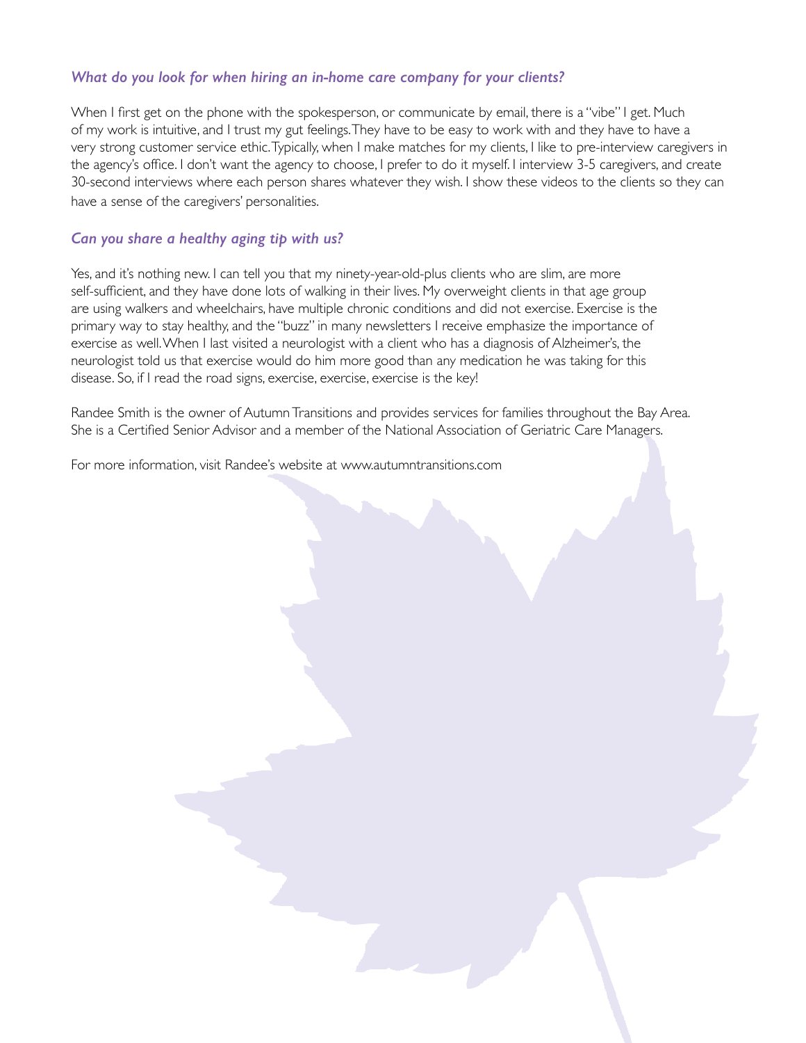### *What do you look for when hiring an in-home care company for your clients?*

When I first get on the phone with the spokesperson, or communicate by email, there is a "vibe" I get. Much of my work is intuitive, and I trust my gut feelings. They have to be easy to work with and they have to have a very strong customer service ethic. Typically, when I make matches for my clients, I like to pre-interview caregivers in the agency's office. I don't want the agency to choose, I prefer to do it myself. I interview 3-5 caregivers, and create 30-second interviews where each person shares whatever they wish. I show these videos to the clients so they can have a sense of the caregivers' personalities.

### *Can you share a healthy aging tip with us?*

Yes, and it's nothing new. I can tell you that my ninety-year-old-plus clients who are slim, are more self-sufficient, and they have done lots of walking in their lives. My overweight clients in that age group are using walkers and wheelchairs, have multiple chronic conditions and did not exercise. Exercise is the primary way to stay healthy, and the "buzz" in many newsletters I receive emphasize the importance of exercise as well. When I last visited a neurologist with a client who has a diagnosis of Alzheimer's, the neurologist told us that exercise would do him more good than any medication he was taking for this disease. So, if I read the road signs, exercise, exercise, exercise is the key!

Randee Smith is the owner of Autumn Transitions and provides services for families throughout the Bay Area. She is a Certified Senior Advisor and a member of the National Association of Geriatric Care Managers.

For more information, visit Randee's website at www.autumntransitions.com